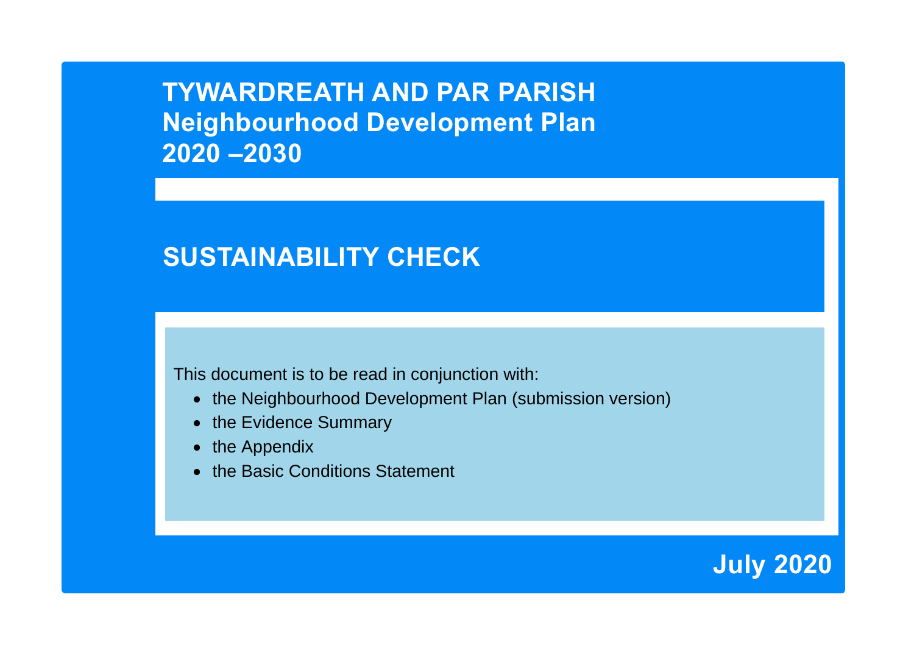# TYWARDREATH AND PAR PARISH
# Neighbourhood Development Plan
# 2020 –2030

## SUSTAINABILITY CHECK

This document is to be read in conjunction with:

- the Neighbourhood Development Plan (submission version)
- the Evidence Summary
- the Appendix
- the Basic Conditions Statement

**July 2020**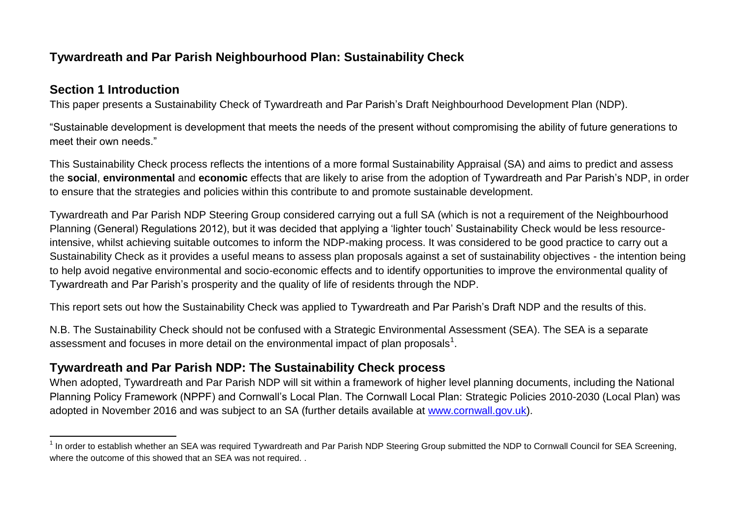## Tywardreath and Par Parish Neighbourhood Plan: Sustainability Check

## Section 1 Introduction

This paper presents a Sustainability Check of Tywardreath and Par Parish's Draft Neighbourhood Development Plan (NDP).

"Sustainable development is development that meets the needs of the present without compromising the ability of future generations to meet their own needs."

This Sustainability Check process reflects the intentions of a more formal Sustainability Appraisal (SA) and aims to predict and assess the **social**, **environmental** and **economic** effects that are likely to arise from the adoption of Tywardreath and Par Parish's NDP, in order to ensure that the strategies and policies within this contribute to and promote sustainable development.

Tywardreath and Par Parish NDP Steering Group considered carrying out a full SA (which is not a requirement of the Neighbourhood Planning (General) Regulations 2012), but it was decided that applying a 'lighter touch' Sustainability Check would be less resource-intensive, whilst achieving suitable outcomes to inform the NDP-making process. It was considered to be good practice to carry out a Sustainability Check as it provides a useful means to assess plan proposals against a set of sustainability objectives - the intention being to help avoid negative environmental and socio-economic effects and to identify opportunities to improve the environmental quality of Tywardreath and Par Parish's prosperity and the quality of life of residents through the NDP.

This report sets out how the Sustainability Check was applied to Tywardreath and Par Parish's Draft NDP and the results of this.

N.B. The Sustainability Check should not be confused with a Strategic Environmental Assessment (SEA). The SEA is a separate assessment and focuses in more detail on the environmental impact of plan proposals[1].

## Tywardreath and Par Parish NDP: The Sustainability Check process

When adopted, Tywardreath and Par Parish NDP will sit within a framework of higher level planning documents, including the National Planning Policy Framework (NPPF) and Cornwall's Local Plan. The Cornwall Local Plan: Strategic Policies 2010-2030 (Local Plan) was adopted in November 2016 and was subject to an SA (further details available at www.cornwall.gov.uk).

[1] In order to establish whether an SEA was required Tywardreath and Par Parish NDP Steering Group submitted the NDP to Cornwall Council for SEA Screening, where the outcome of this showed that an SEA was not required. .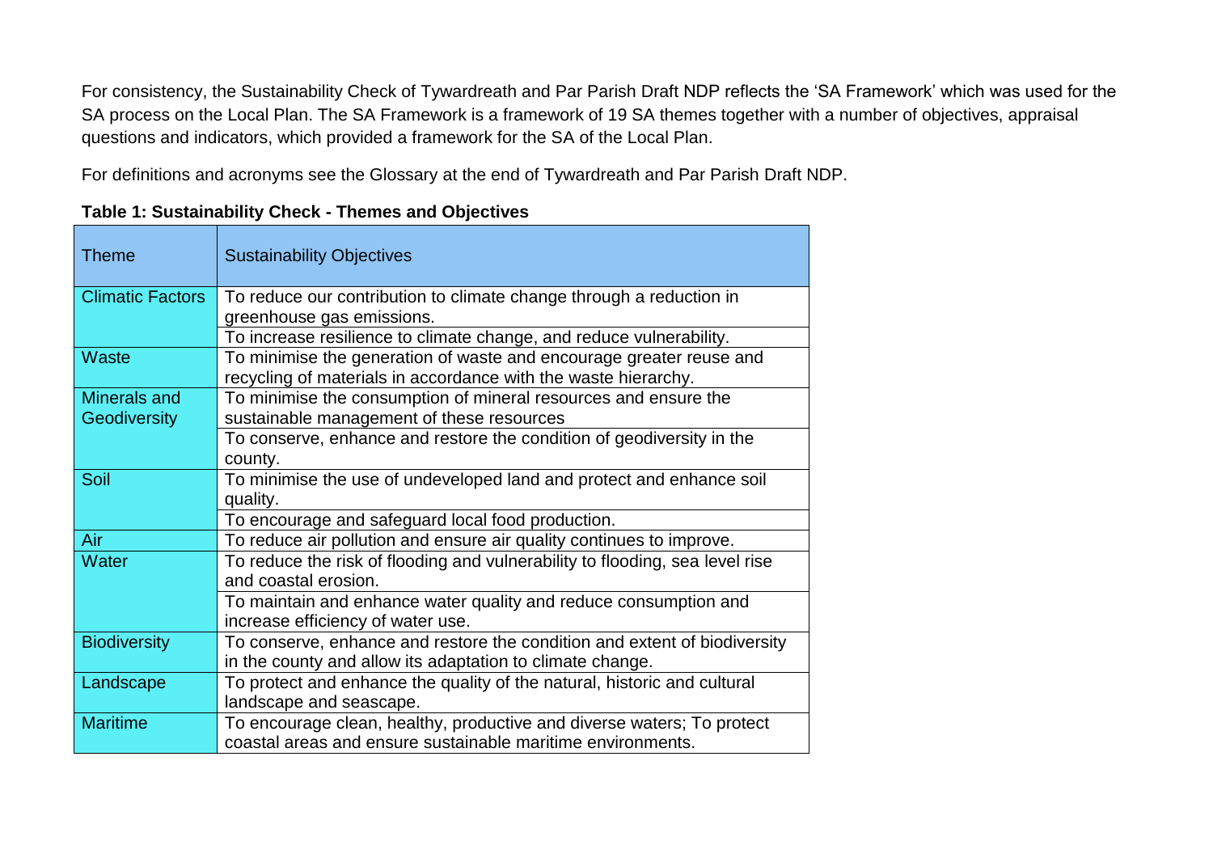For consistency, the Sustainability Check of Tywardreath and Par Parish Draft NDP reflects the 'SA Framework' which was used for the SA process on the Local Plan. The SA Framework is a framework of 19 SA themes together with a number of objectives, appraisal questions and indicators, which provided a framework for the SA of the Local Plan.

For definitions and acronyms see the Glossary at the end of Tywardreath and Par Parish Draft NDP.

**Table 1: Sustainability Check - Themes and Objectives**

| Theme | Sustainability Objectives |
|---|---|
| Climatic Factors | To reduce our contribution to climate change through a reduction in greenhouse gas emissions. |
| | To increase resilience to climate change, and reduce vulnerability. |
| Waste | To minimise the generation of waste and encourage greater reuse and recycling of materials in accordance with the waste hierarchy. |
| Minerals and Geodiversity | To minimise the consumption of mineral resources and ensure the sustainable management of these resources |
| | To conserve, enhance and restore the condition of geodiversity in the county. |
| Soil | To minimise the use of undeveloped land and protect and enhance soil quality. |
| | To encourage and safeguard local food production. |
| Air | To reduce air pollution and ensure air quality continues to improve. |
| Water | To reduce the risk of flooding and vulnerability to flooding, sea level rise and coastal erosion. |
| | To maintain and enhance water quality and reduce consumption and increase efficiency of water use. |
| Biodiversity | To conserve, enhance and restore the condition and extent of biodiversity in the county and allow its adaptation to climate change. |
| Landscape | To protect and enhance the quality of the natural, historic and cultural landscape and seascape. |
| Maritime | To encourage clean, healthy, productive and diverse waters; To protect coastal areas and ensure sustainable maritime environments. |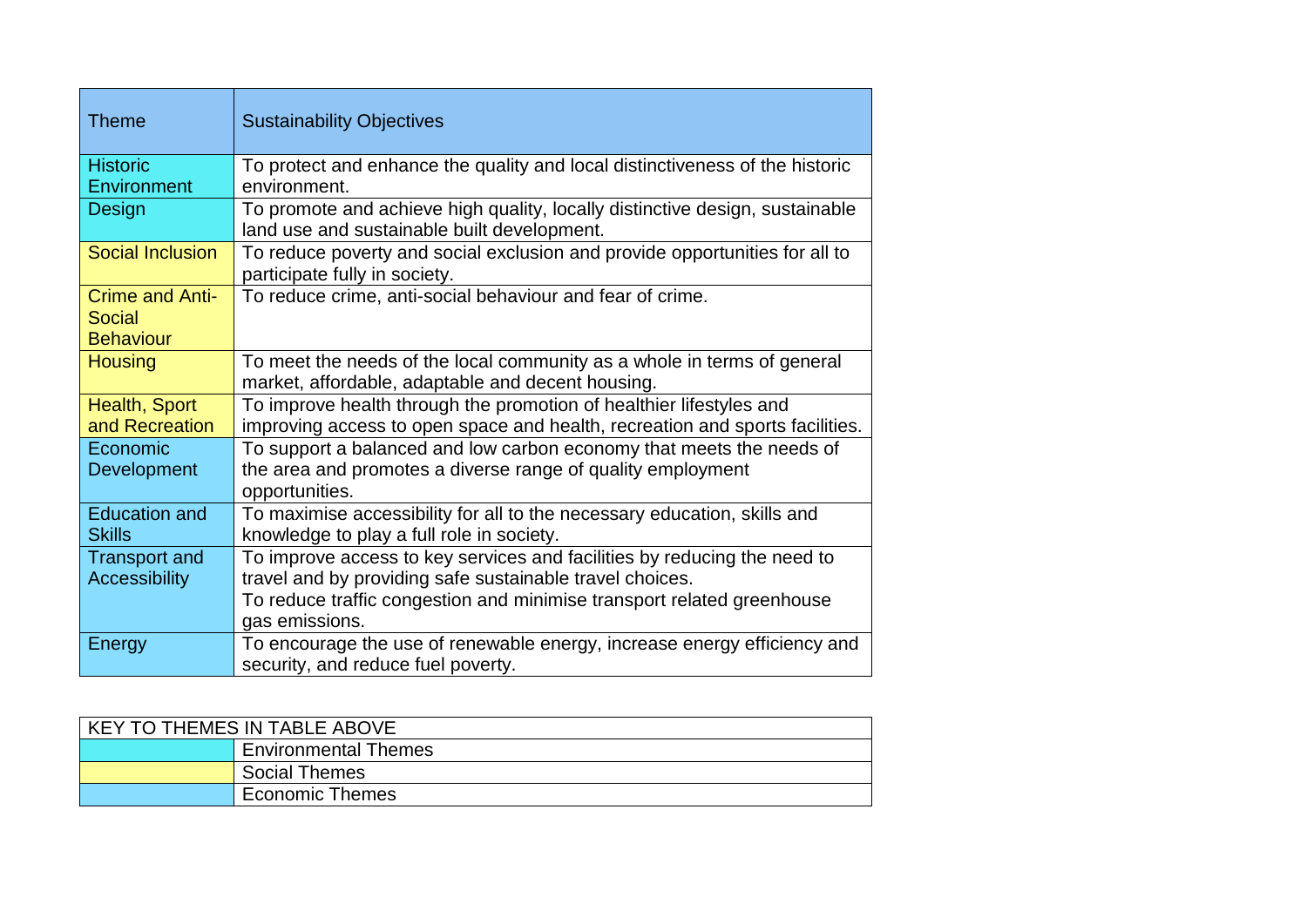| Theme | Sustainability Objectives |
|---|---|
| Historic Environment | To protect and enhance the quality and local distinctiveness of the historic environment. |
| Design | To promote and achieve high quality, locally distinctive design, sustainable land use and sustainable built development. |
| Social Inclusion | To reduce poverty and social exclusion and provide opportunities for all to participate fully in society. |
| Crime and Anti-Social Behaviour | To reduce crime, anti-social behaviour and fear of crime. |
| Housing | To meet the needs of the local community as a whole in terms of general market, affordable, adaptable and decent housing. |
| Health, Sport and Recreation | To improve health through the promotion of healthier lifestyles and improving access to open space and health, recreation and sports facilities. |
| Economic Development | To support a balanced and low carbon economy that meets the needs of the area and promotes a diverse range of quality employment opportunities. |
| Education and Skills | To maximise accessibility for all to the necessary education, skills and knowledge to play a full role in society. |
| Transport and Accessibility | To improve access to key services and facilities by reducing the need to travel and by providing safe sustainable travel choices. To reduce traffic congestion and minimise transport related greenhouse gas emissions. |
| Energy | To encourage the use of renewable energy, increase energy efficiency and security, and reduce fuel poverty. |

| KEY TO THEMES IN TABLE ABOVE | |
|---|---|
| | Environmental Themes |
| | Social Themes |
| | Economic Themes |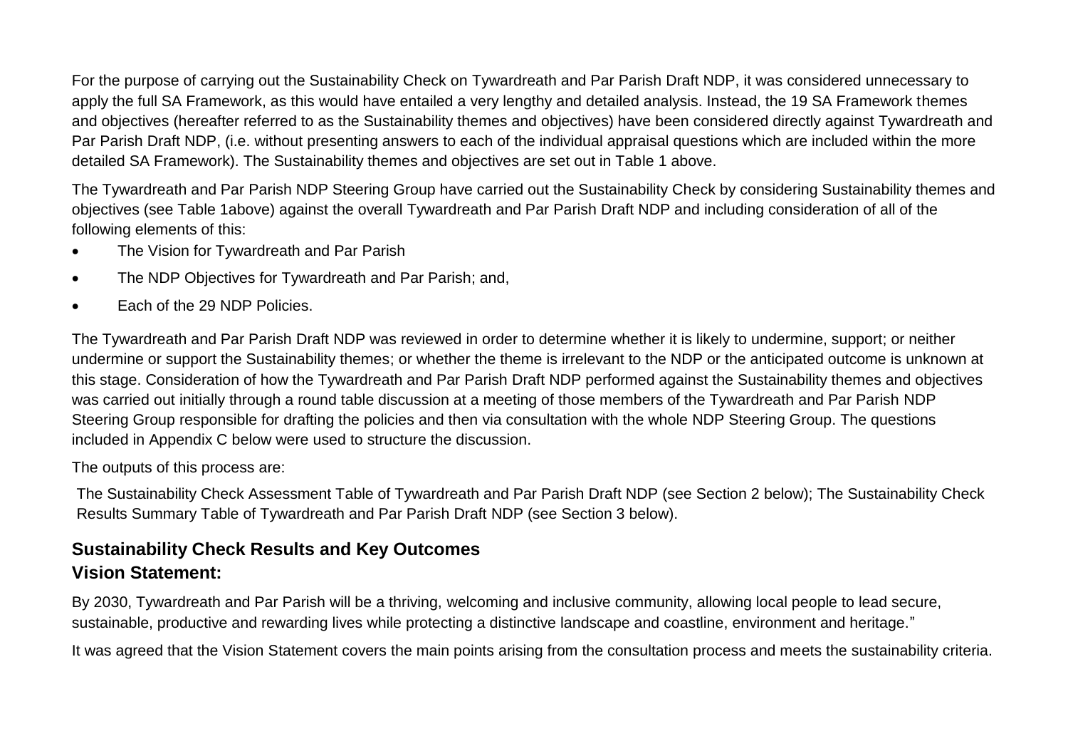For the purpose of carrying out the Sustainability Check on Tywardreath and Par Parish Draft NDP, it was considered unnecessary to apply the full SA Framework, as this would have entailed a very lengthy and detailed analysis. Instead, the 19 SA Framework themes and objectives (hereafter referred to as the Sustainability themes and objectives) have been considered directly against Tywardreath and Par Parish Draft NDP, (i.e. without presenting answers to each of the individual appraisal questions which are included within the more detailed SA Framework). The Sustainability themes and objectives are set out in Table 1 above.

The Tywardreath and Par Parish NDP Steering Group have carried out the Sustainability Check by considering Sustainability themes and objectives (see Table 1above) against the overall Tywardreath and Par Parish Draft NDP and including consideration of all of the following elements of this:

- The Vision for Tywardreath and Par Parish
- The NDP Objectives for Tywardreath and Par Parish; and,
- Each of the 29 NDP Policies.

The Tywardreath and Par Parish Draft NDP was reviewed in order to determine whether it is likely to undermine, support; or neither undermine or support the Sustainability themes; or whether the theme is irrelevant to the NDP or the anticipated outcome is unknown at this stage. Consideration of how the Tywardreath and Par Parish Draft NDP performed against the Sustainability themes and objectives was carried out initially through a round table discussion at a meeting of those members of the Tywardreath and Par Parish NDP Steering Group responsible for drafting the policies and then via consultation with the whole NDP Steering Group. The questions included in Appendix C below were used to structure the discussion.

The outputs of this process are:

The Sustainability Check Assessment Table of Tywardreath and Par Parish Draft NDP (see Section 2 below); The Sustainability Check Results Summary Table of Tywardreath and Par Parish Draft NDP (see Section 3 below).

## Sustainability Check Results and Key Outcomes

## Vision Statement:

By 2030, Tywardreath and Par Parish will be a thriving, welcoming and inclusive community, allowing local people to lead secure, sustainable, productive and rewarding lives while protecting a distinctive landscape and coastline, environment and heritage."

It was agreed that the Vision Statement covers the main points arising from the consultation process and meets the sustainability criteria.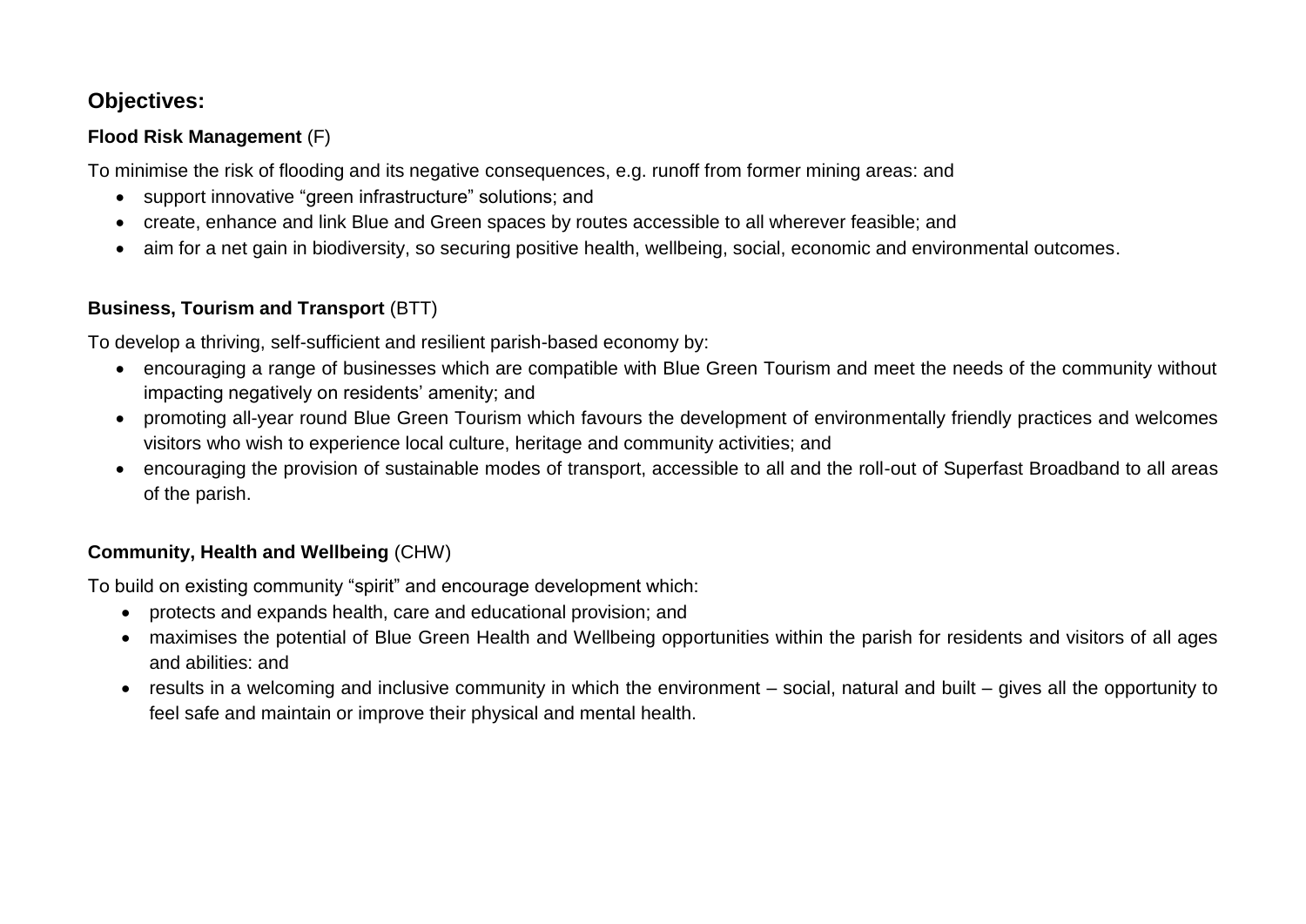## Objectives:

**Flood Risk Management** (F)

To minimise the risk of flooding and its negative consequences, e.g. runoff from former mining areas: and

- support innovative "green infrastructure" solutions; and
- create, enhance and link Blue and Green spaces by routes accessible to all wherever feasible; and
- aim for a net gain in biodiversity, so securing positive health, wellbeing, social, economic and environmental outcomes.

**Business, Tourism and Transport** (BTT)

To develop a thriving, self-sufficient and resilient parish-based economy by:

- encouraging a range of businesses which are compatible with Blue Green Tourism and meet the needs of the community without impacting negatively on residents' amenity; and
- promoting all-year round Blue Green Tourism which favours the development of environmentally friendly practices and welcomes visitors who wish to experience local culture, heritage and community activities; and
- encouraging the provision of sustainable modes of transport, accessible to all and the roll-out of Superfast Broadband to all areas of the parish.

**Community, Health and Wellbeing** (CHW)

To build on existing community "spirit" and encourage development which:

- protects and expands health, care and educational provision; and
- maximises the potential of Blue Green Health and Wellbeing opportunities within the parish for residents and visitors of all ages and abilities: and
- results in a welcoming and inclusive community in which the environment – social, natural and built – gives all the opportunity to feel safe and maintain or improve their physical and mental health.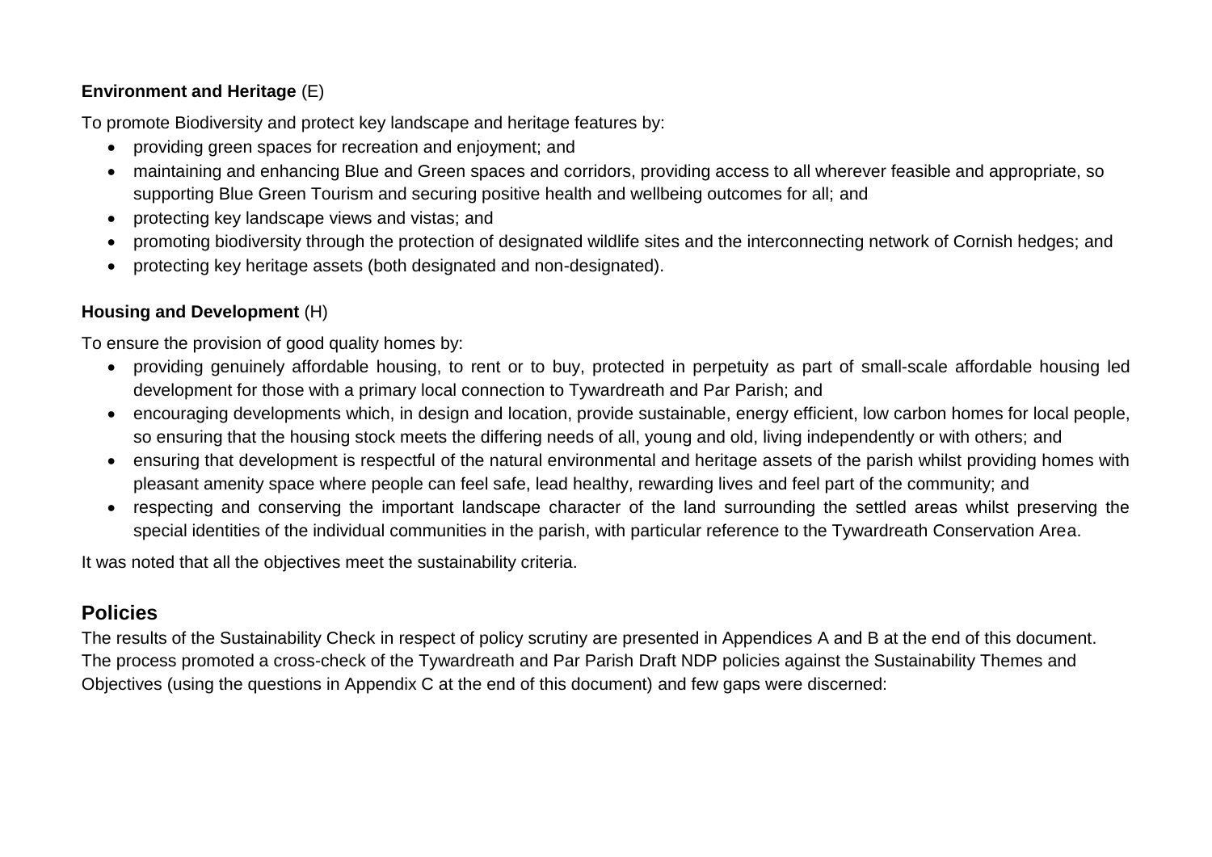**Environment and Heritage** (E)

To promote Biodiversity and protect key landscape and heritage features by:

- providing green spaces for recreation and enjoyment; and
- maintaining and enhancing Blue and Green spaces and corridors, providing access to all wherever feasible and appropriate, so supporting Blue Green Tourism and securing positive health and wellbeing outcomes for all; and
- protecting key landscape views and vistas; and
- promoting biodiversity through the protection of designated wildlife sites and the interconnecting network of Cornish hedges; and
- protecting key heritage assets (both designated and non-designated).

**Housing and Development** (H)

To ensure the provision of good quality homes by:

- providing genuinely affordable housing, to rent or to buy, protected in perpetuity as part of small-scale affordable housing led development for those with a primary local connection to Tywardreath and Par Parish; and
- encouraging developments which, in design and location, provide sustainable, energy efficient, low carbon homes for local people, so ensuring that the housing stock meets the differing needs of all, young and old, living independently or with others; and
- ensuring that development is respectful of the natural environmental and heritage assets of the parish whilst providing homes with pleasant amenity space where people can feel safe, lead healthy, rewarding lives and feel part of the community; and
- respecting and conserving the important landscape character of the land surrounding the settled areas whilst preserving the special identities of the individual communities in the parish, with particular reference to the Tywardreath Conservation Area.

It was noted that all the objectives meet the sustainability criteria.

## Policies

The results of the Sustainability Check in respect of policy scrutiny are presented in Appendices A and B at the end of this document. The process promoted a cross-check of the Tywardreath and Par Parish Draft NDP policies against the Sustainability Themes and Objectives (using the questions in Appendix C at the end of this document) and few gaps were discerned: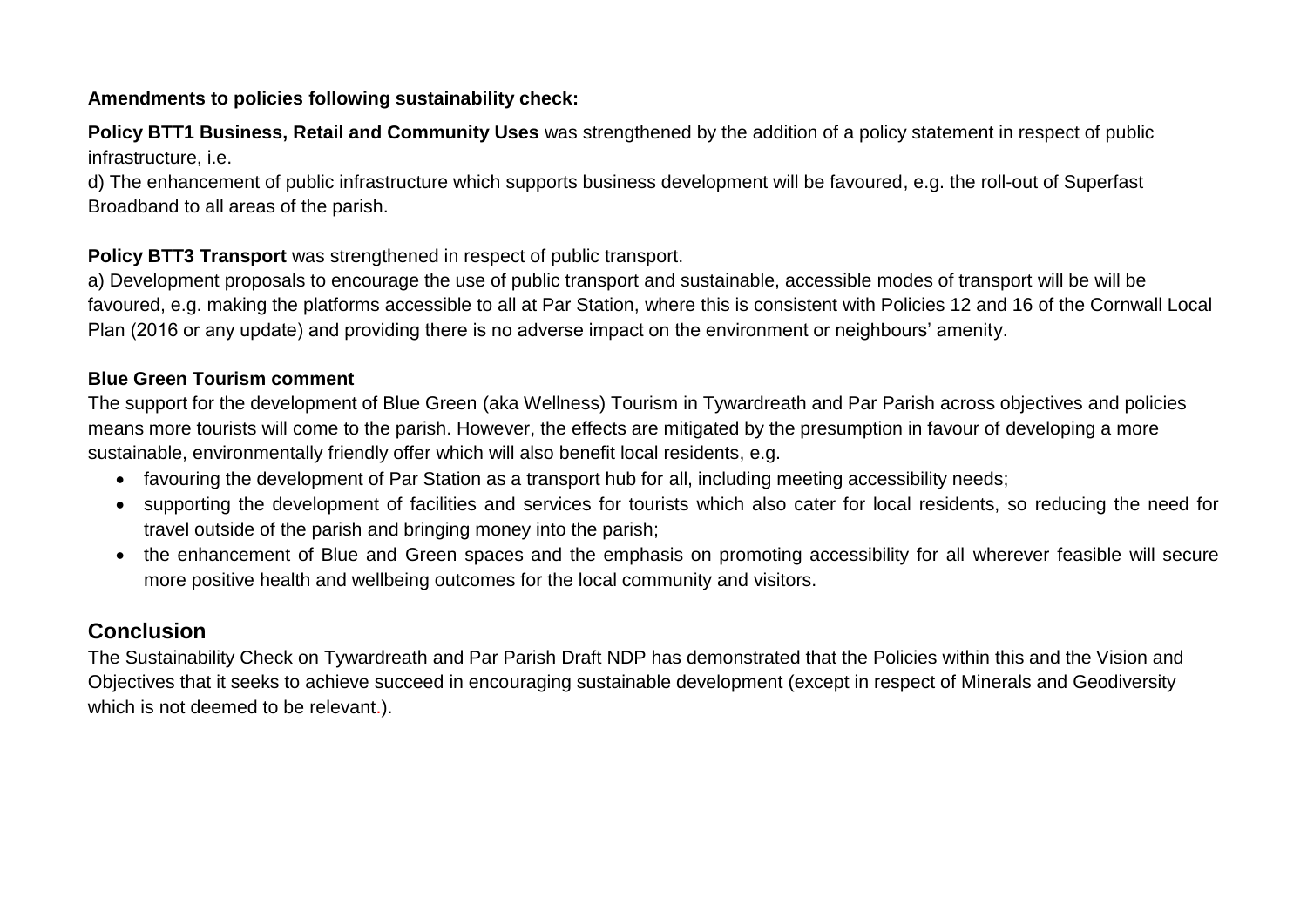**Amendments to policies following sustainability check:**

**Policy BTT1 Business, Retail and Community Uses** was strengthened by the addition of a policy statement in respect of public infrastructure, i.e.

d) The enhancement of public infrastructure which supports business development will be favoured, e.g. the roll-out of Superfast Broadband to all areas of the parish.

**Policy BTT3 Transport** was strengthened in respect of public transport.

a) Development proposals to encourage the use of public transport and sustainable, accessible modes of transport will be will be favoured, e.g. making the platforms accessible to all at Par Station, where this is consistent with Policies 12 and 16 of the Cornwall Local Plan (2016 or any update) and providing there is no adverse impact on the environment or neighbours' amenity.

**Blue Green Tourism comment**

The support for the development of Blue Green (aka Wellness) Tourism in Tywardreath and Par Parish across objectives and policies means more tourists will come to the parish. However, the effects are mitigated by the presumption in favour of developing a more sustainable, environmentally friendly offer which will also benefit local residents, e.g.

- favouring the development of Par Station as a transport hub for all, including meeting accessibility needs;
- supporting the development of facilities and services for tourists which also cater for local residents, so reducing the need for travel outside of the parish and bringing money into the parish;
- the enhancement of Blue and Green spaces and the emphasis on promoting accessibility for all wherever feasible will secure more positive health and wellbeing outcomes for the local community and visitors.

## Conclusion

The Sustainability Check on Tywardreath and Par Parish Draft NDP has demonstrated that the Policies within this and the Vision and Objectives that it seeks to achieve succeed in encouraging sustainable development (except in respect of Minerals and Geodiversity which is not deemed to be relevant.).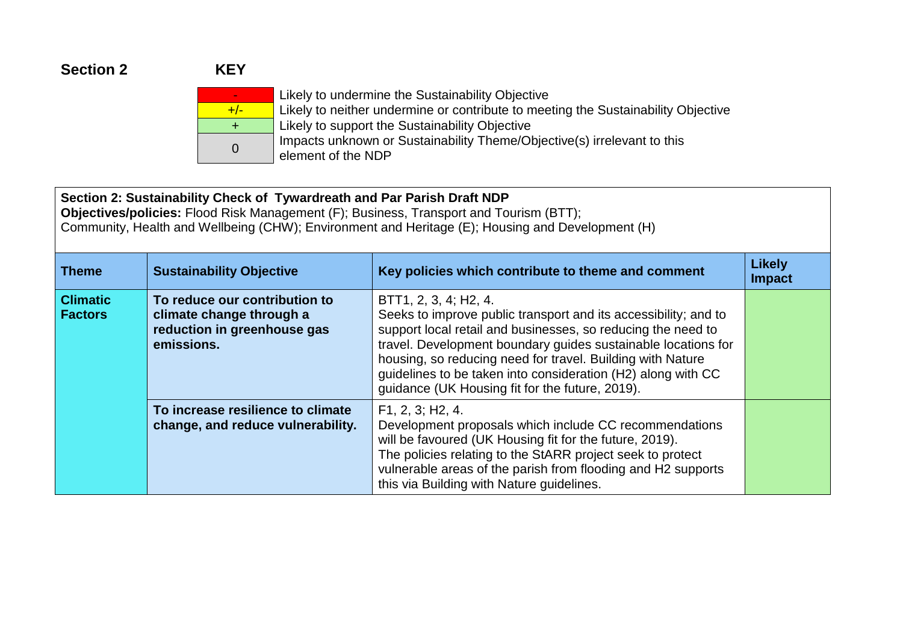**Section 2** **KEY**

| Symbol | Meaning |
|---|---|
| - | Likely to undermine the Sustainability Objective |
| +/- | Likely to neither undermine or contribute to meeting the Sustainability Objective |
| + | Likely to support the Sustainability Objective |
| 0 | Impacts unknown or Sustainability Theme/Objective(s) irrelevant to this element of the NDP |

**Section 2: Sustainability Check of Tywardreath and Par Parish Draft NDP**
**Objectives/policies:** Flood Risk Management (F); Business, Transport and Tourism (BTT); Community, Health and Wellbeing (CHW); Environment and Heritage (E); Housing and Development (H)

| Theme | Sustainability Objective | Key policies which contribute to theme and comment | Likely Impact |
|---|---|---|---|
| **Climatic Factors** | **To reduce our contribution to climate change through a reduction in greenhouse gas emissions.** | BTT1, 2, 3, 4; H2, 4. Seeks to improve public transport and its accessibility; and to support local retail and businesses, so reducing the need to travel. Development boundary guides sustainable locations for housing, so reducing need for travel. Building with Nature guidelines to be taken into consideration (H2) along with CC guidance (UK Housing fit for the future, 2019). | + |
| | **To increase resilience to climate change, and reduce vulnerability.** | F1, 2, 3; H2, 4. Development proposals which include CC recommendations will be favoured (UK Housing fit for the future, 2019). The policies relating to the StARR project seek to protect vulnerable areas of the parish from flooding and H2 supports this via Building with Nature guidelines. | + |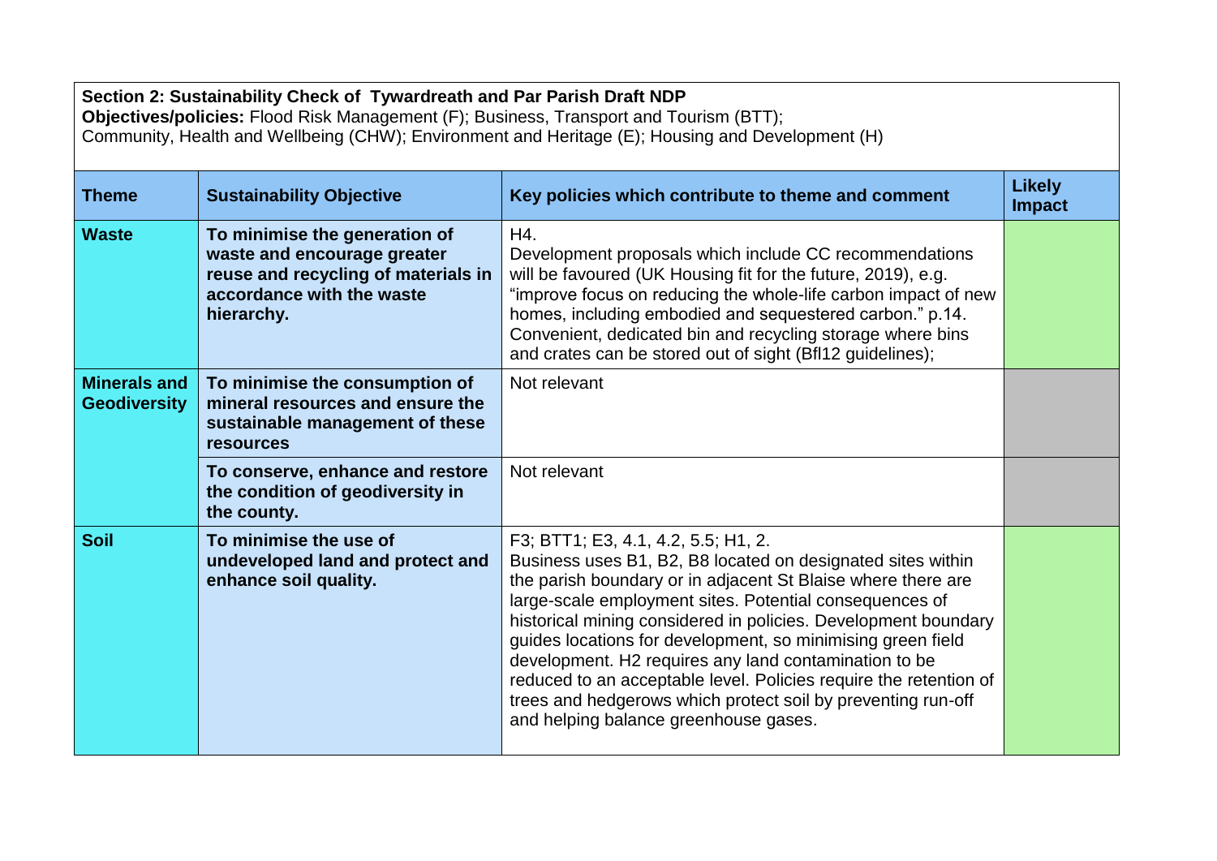**Section 2: Sustainability Check of Tywardreath and Par Parish Draft NDP**

**Objectives/policies:** Flood Risk Management (F); Business, Transport and Tourism (BTT); Community, Health and Wellbeing (CHW); Environment and Heritage (E); Housing and Development (H)

| Theme | Sustainability Objective | Key policies which contribute to theme and comment | Likely Impact |
|---|---|---|---|
| **Waste** | **To minimise the generation of waste and encourage greater reuse and recycling of materials in accordance with the waste hierarchy.** | H4. Development proposals which include CC recommendations will be favoured (UK Housing fit for the future, 2019), e.g. "improve focus on reducing the whole-life carbon impact of new homes, including embodied and sequestered carbon." p.14. Convenient, dedicated bin and recycling storage where bins and crates can be stored out of sight (Bfl12 guidelines); | |
| **Minerals and Geodiversity** | **To minimise the consumption of mineral resources and ensure the sustainable management of these resources** | Not relevant | |
| | **To conserve, enhance and restore the condition of geodiversity in the county.** | Not relevant | |
| **Soil** | **To minimise the use of undeveloped land and protect and enhance soil quality.** | F3; BTT1; E3, 4.1, 4.2, 5.5; H1, 2. Business uses B1, B2, B8 located on designated sites within the parish boundary or in adjacent St Blaise where there are large-scale employment sites. Potential consequences of historical mining considered in policies. Development boundary guides locations for development, so minimising green field development. H2 requires any land contamination to be reduced to an acceptable level. Policies require the retention of trees and hedgerows which protect soil by preventing run-off and helping balance greenhouse gases. | |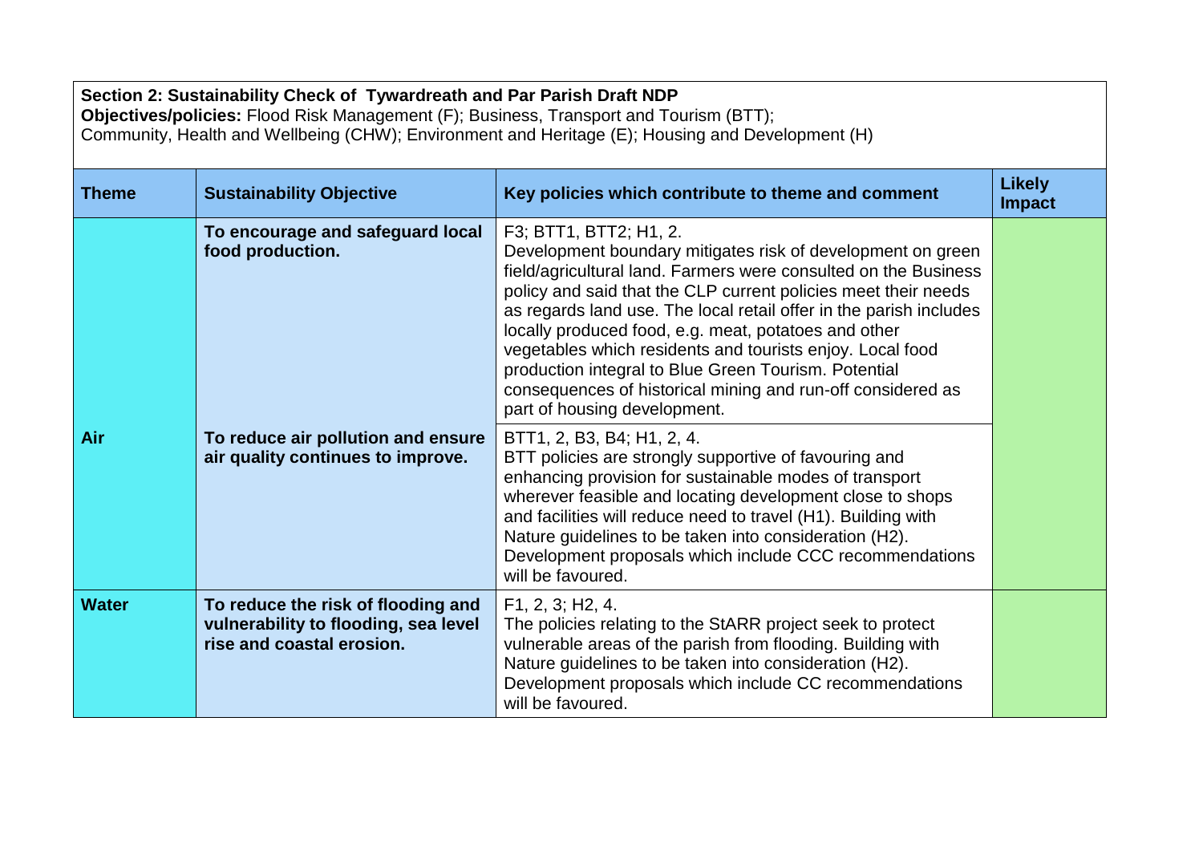**Section 2: Sustainability Check of Tywardreath and Par Parish Draft NDP**
**Objectives/policies:** Flood Risk Management (F); Business, Transport and Tourism (BTT); Community, Health and Wellbeing (CHW); Environment and Heritage (E); Housing and Development (H)

| Theme | Sustainability Objective | Key policies which contribute to theme and comment | Likely Impact |
|---|---|---|---|
| | **To encourage and safeguard local food production.** | F3; BTT1, BTT2; H1, 2. Development boundary mitigates risk of development on green field/agricultural land. Farmers were consulted on the Business policy and said that the CLP current policies meet their needs as regards land use. The local retail offer in the parish includes locally produced food, e.g. meat, potatoes and other vegetables which residents and tourists enjoy. Local food production integral to Blue Green Tourism. Potential consequences of historical mining and run-off considered as part of housing development. | |
| **Air** | **To reduce air pollution and ensure air quality continues to improve.** | BTT1, 2, B3, B4; H1, 2, 4. BTT policies are strongly supportive of favouring and enhancing provision for sustainable modes of transport wherever feasible and locating development close to shops and facilities will reduce need to travel (H1). Building with Nature guidelines to be taken into consideration (H2). Development proposals which include CCC recommendations will be favoured. | |
| **Water** | **To reduce the risk of flooding and vulnerability to flooding, sea level rise and coastal erosion.** | F1, 2, 3; H2, 4. The policies relating to the StARR project seek to protect vulnerable areas of the parish from flooding. Building with Nature guidelines to be taken into consideration (H2). Development proposals which include CC recommendations will be favoured. | |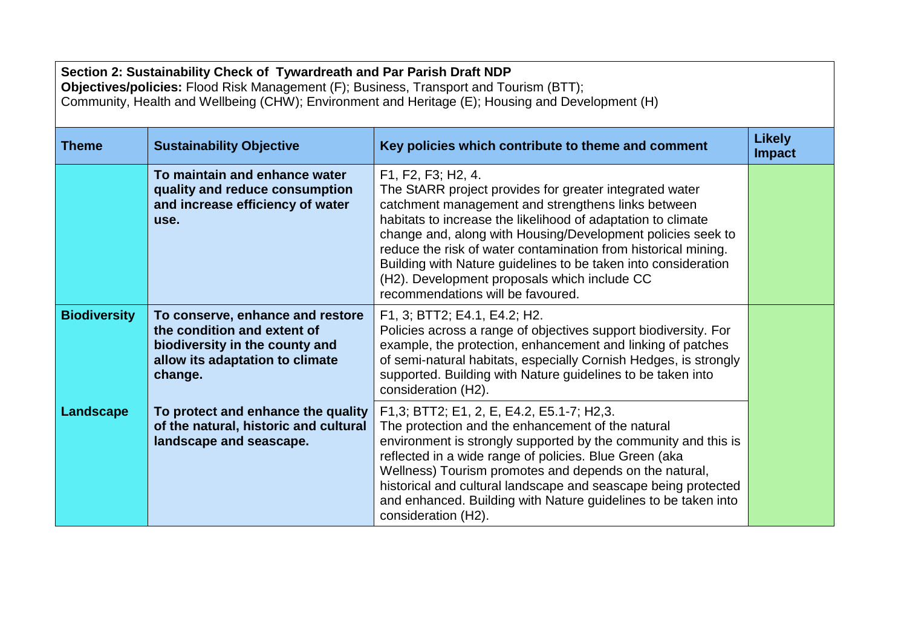**Section 2: Sustainability Check of Tywardreath and Par Parish Draft NDP**
**Objectives/policies:** Flood Risk Management (F); Business, Transport and Tourism (BTT); Community, Health and Wellbeing (CHW); Environment and Heritage (E); Housing and Development (H)

| Theme | Sustainability Objective | Key policies which contribute to theme and comment | Likely Impact |
|---|---|---|---|
| | **To maintain and enhance water quality and reduce consumption and increase efficiency of water use.** | F1, F2, F3; H2, 4. The StARR project provides for greater integrated water catchment management and strengthens links between habitats to increase the likelihood of adaptation to climate change and, along with Housing/Development policies seek to reduce the risk of water contamination from historical mining. Building with Nature guidelines to be taken into consideration (H2). Development proposals which include CC recommendations will be favoured. | |
| **Biodiversity** | **To conserve, enhance and restore the condition and extent of biodiversity in the county and allow its adaptation to climate change.** | F1, 3; BTT2; E4.1, E4.2; H2. Policies across a range of objectives support biodiversity. For example, the protection, enhancement and linking of patches of semi-natural habitats, especially Cornish Hedges, is strongly supported. Building with Nature guidelines to be taken into consideration (H2). | |
| **Landscape** | **To protect and enhance the quality of the natural, historic and cultural landscape and seascape.** | F1,3; BTT2; E1, 2, E, E4.2, E5.1-7; H2,3. The protection and the enhancement of the natural environment is strongly supported by the community and this is reflected in a wide range of policies. Blue Green (aka Wellness) Tourism promotes and depends on the natural, historical and cultural landscape and seascape being protected and enhanced. Building with Nature guidelines to be taken into consideration (H2). | |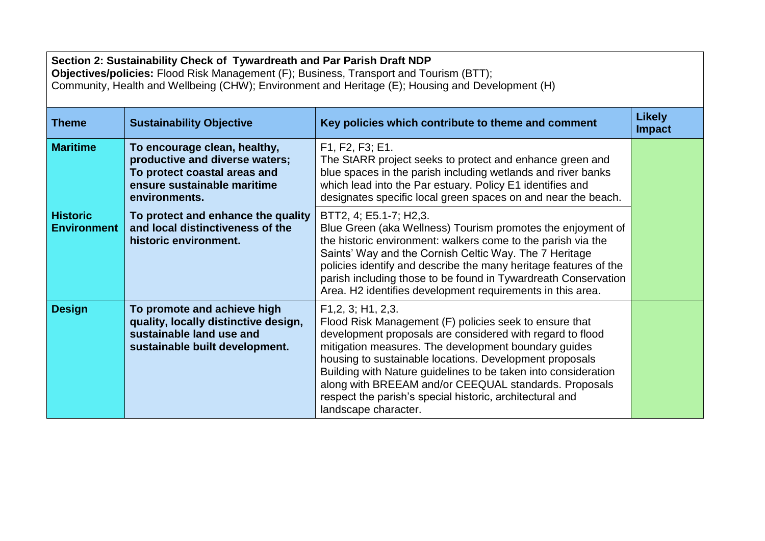**Section 2: Sustainability Check of Tywardreath and Par Parish Draft NDP**
**Objectives/policies:** Flood Risk Management (F); Business, Transport and Tourism (BTT); Community, Health and Wellbeing (CHW); Environment and Heritage (E); Housing and Development (H)

| Theme | Sustainability Objective | Key policies which contribute to theme and comment | Likely Impact |
|---|---|---|---|
| **Maritime** | **To encourage clean, healthy, productive and diverse waters; To protect coastal areas and ensure sustainable maritime environments.** | F1, F2, F3; E1. The StARR project seeks to protect and enhance green and blue spaces in the parish including wetlands and river banks which lead into the Par estuary. Policy E1 identifies and designates specific local green spaces on and near the beach. | |
| **Historic Environment** | **To protect and enhance the quality and local distinctiveness of the historic environment.** | BTT2, 4; E5.1-7; H2,3. Blue Green (aka Wellness) Tourism promotes the enjoyment of the historic environment: walkers come to the parish via the Saints' Way and the Cornish Celtic Way. The 7 Heritage policies identify and describe the many heritage features of the parish including those to be found in Tywardreath Conservation Area. H2 identifies development requirements in this area. | |
| **Design** | **To promote and achieve high quality, locally distinctive design, sustainable land use and sustainable built development.** | F1,2, 3; H1, 2,3. Flood Risk Management (F) policies seek to ensure that development proposals are considered with regard to flood mitigation measures. The development boundary guides housing to sustainable locations. Development proposals Building with Nature guidelines to be taken into consideration along with BREEAM and/or CEEQUAL standards. Proposals respect the parish's special historic, architectural and landscape character. | |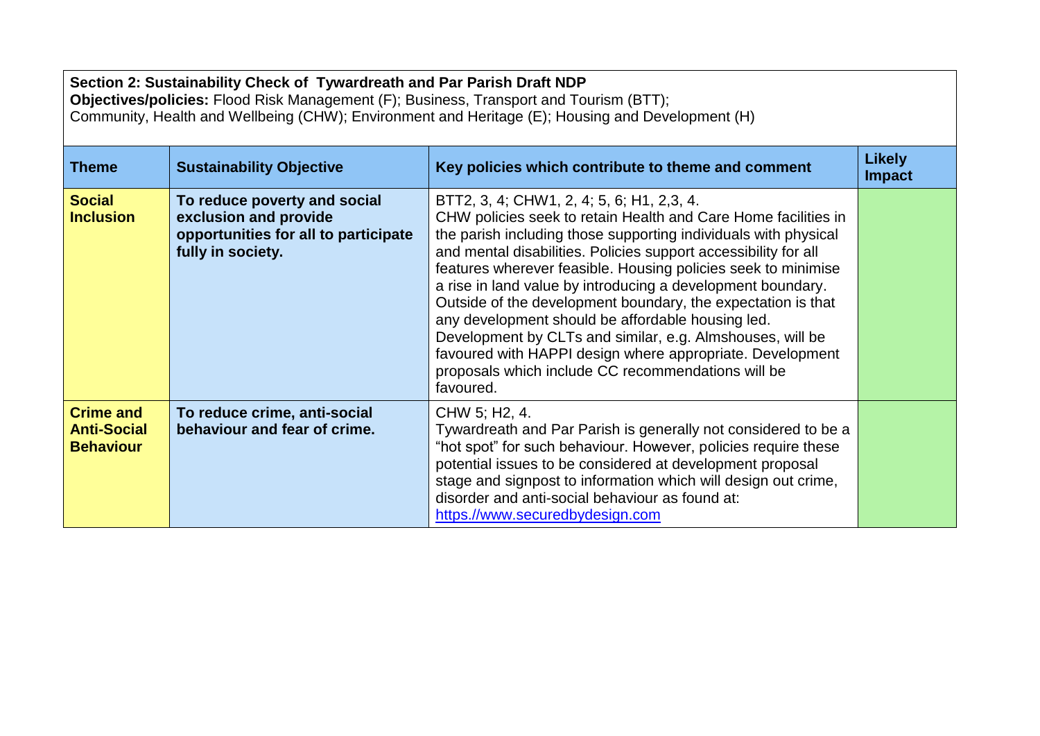**Section 2: Sustainability Check of Tywardreath and Par Parish Draft NDP**
**Objectives/policies:** Flood Risk Management (F); Business, Transport and Tourism (BTT);
Community, Health and Wellbeing (CHW); Environment and Heritage (E); Housing and Development (H)

| Theme | Sustainability Objective | Key policies which contribute to theme and comment | Likely Impact |
|---|---|---|---|
| **Social Inclusion** | **To reduce poverty and social exclusion and provide opportunities for all to participate fully in society.** | BTT2, 3, 4; CHW1, 2, 4; 5, 6; H1, 2,3, 4.<br>CHW policies seek to retain Health and Care Home facilities in the parish including those supporting individuals with physical and mental disabilities. Policies support accessibility for all features wherever feasible. Housing policies seek to minimise a rise in land value by introducing a development boundary. Outside of the development boundary, the expectation is that any development should be affordable housing led. Development by CLTs and similar, e.g. Almshouses, will be favoured with HAPPI design where appropriate. Development proposals which include CC recommendations will be favoured. | |
| **Crime and Anti-Social Behaviour** | **To reduce crime, anti-social behaviour and fear of crime.** | CHW 5; H2, 4.<br>Tywardreath and Par Parish is generally not considered to be a "hot spot" for such behaviour. However, policies require these potential issues to be considered at development proposal stage and signpost to information which will design out crime, disorder and anti-social behaviour as found at: [https.//www.securedbydesign.com](https.//www.securedbydesign.com) | |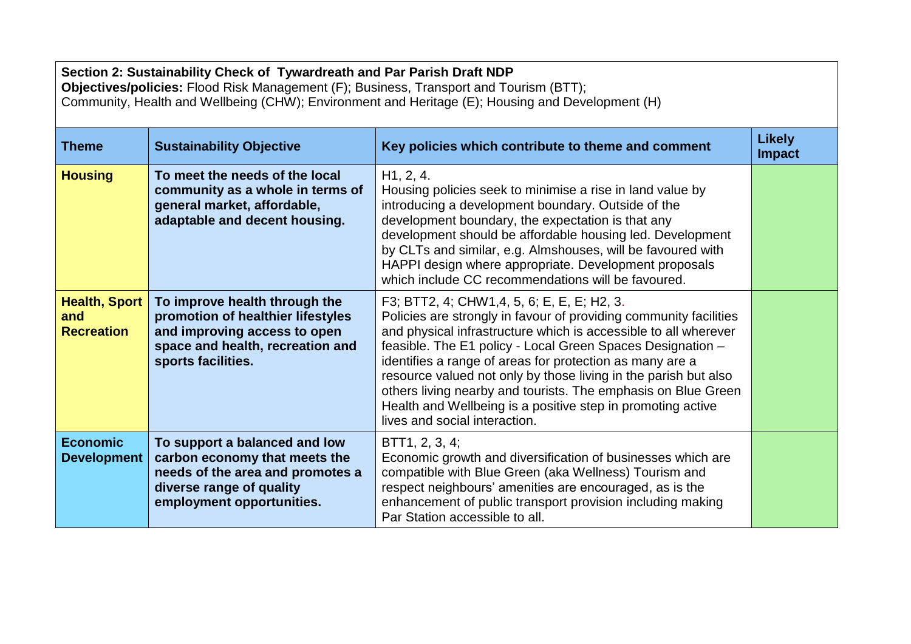**Section 2: Sustainability Check of Tywardreath and Par Parish Draft NDP**
**Objectives/policies:** Flood Risk Management (F); Business, Transport and Tourism (BTT); Community, Health and Wellbeing (CHW); Environment and Heritage (E); Housing and Development (H)

| Theme | Sustainability Objective | Key policies which contribute to theme and comment | Likely Impact |
|---|---|---|---|
| **Housing** | **To meet the needs of the local community as a whole in terms of general market, affordable, adaptable and decent housing.** | H1, 2, 4. Housing policies seek to minimise a rise in land value by introducing a development boundary. Outside of the development boundary, the expectation is that any development should be affordable housing led. Development by CLTs and similar, e.g. Almshouses, will be favoured with HAPPI design where appropriate. Development proposals which include CC recommendations will be favoured. | |
| **Health, Sport and Recreation** | **To improve health through the promotion of healthier lifestyles and improving access to open space and health, recreation and sports facilities.** | F3; BTT2, 4; CHW1,4, 5, 6; E, E, E; H2, 3. Policies are strongly in favour of providing community facilities and physical infrastructure which is accessible to all wherever feasible. The E1 policy - Local Green Spaces Designation – identifies a range of areas for protection as many are a resource valued not only by those living in the parish but also others living nearby and tourists. The emphasis on Blue Green Health and Wellbeing is a positive step in promoting active lives and social interaction. | |
| **Economic Development** | **To support a balanced and low carbon economy that meets the needs of the area and promotes a diverse range of quality employment opportunities.** | BTT1, 2, 3, 4; Economic growth and diversification of businesses which are compatible with Blue Green (aka Wellness) Tourism and respect neighbours' amenities are encouraged, as is the enhancement of public transport provision including making Par Station accessible to all. | |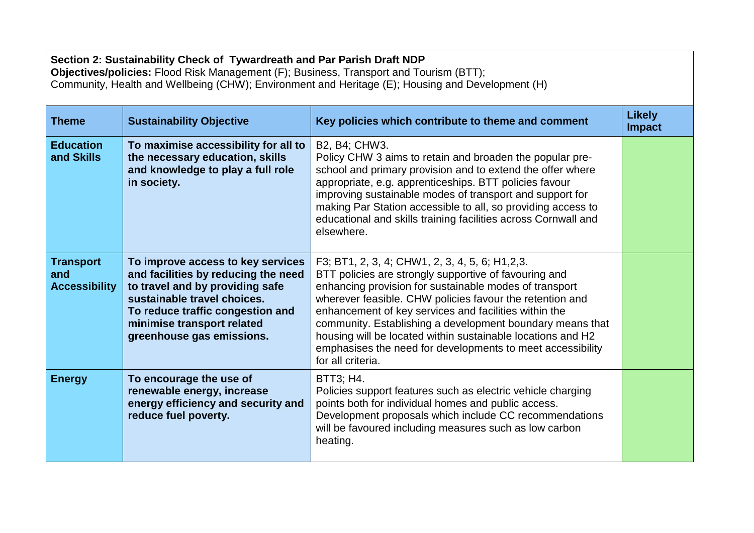**Section 2: Sustainability Check of Tywardreath and Par Parish Draft NDP**
**Objectives/policies:** Flood Risk Management (F); Business, Transport and Tourism (BTT); Community, Health and Wellbeing (CHW); Environment and Heritage (E); Housing and Development (H)

| Theme | Sustainability Objective | Key policies which contribute to theme and comment | Likely Impact |
| --- | --- | --- | --- |
| **Education and Skills** | **To maximise accessibility for all to the necessary education, skills and knowledge to play a full role in society.** | B2, B4; CHW3. Policy CHW 3 aims to retain and broaden the popular pre-school and primary provision and to extend the offer where appropriate, e.g. apprenticeships. BTT policies favour improving sustainable modes of transport and support for making Par Station accessible to all, so providing access to educational and skills training facilities across Cornwall and elsewhere. | |
| **Transport and Accessibility** | **To improve access to key services and facilities by reducing the need to travel and by providing safe sustainable travel choices. To reduce traffic congestion and minimise transport related greenhouse gas emissions.** | F3; BT1, 2, 3, 4; CHW1, 2, 3, 4, 5, 6; H1,2,3. BTT policies are strongly supportive of favouring and enhancing provision for sustainable modes of transport wherever feasible. CHW policies favour the retention and enhancement of key services and facilities within the community. Establishing a development boundary means that housing will be located within sustainable locations and H2 emphasises the need for developments to meet accessibility for all criteria. | |
| **Energy** | **To encourage the use of renewable energy, increase energy efficiency and security and reduce fuel poverty.** | BTT3; H4. Policies support features such as electric vehicle charging points both for individual homes and public access. Development proposals which include CC recommendations will be favoured including measures such as low carbon heating. | |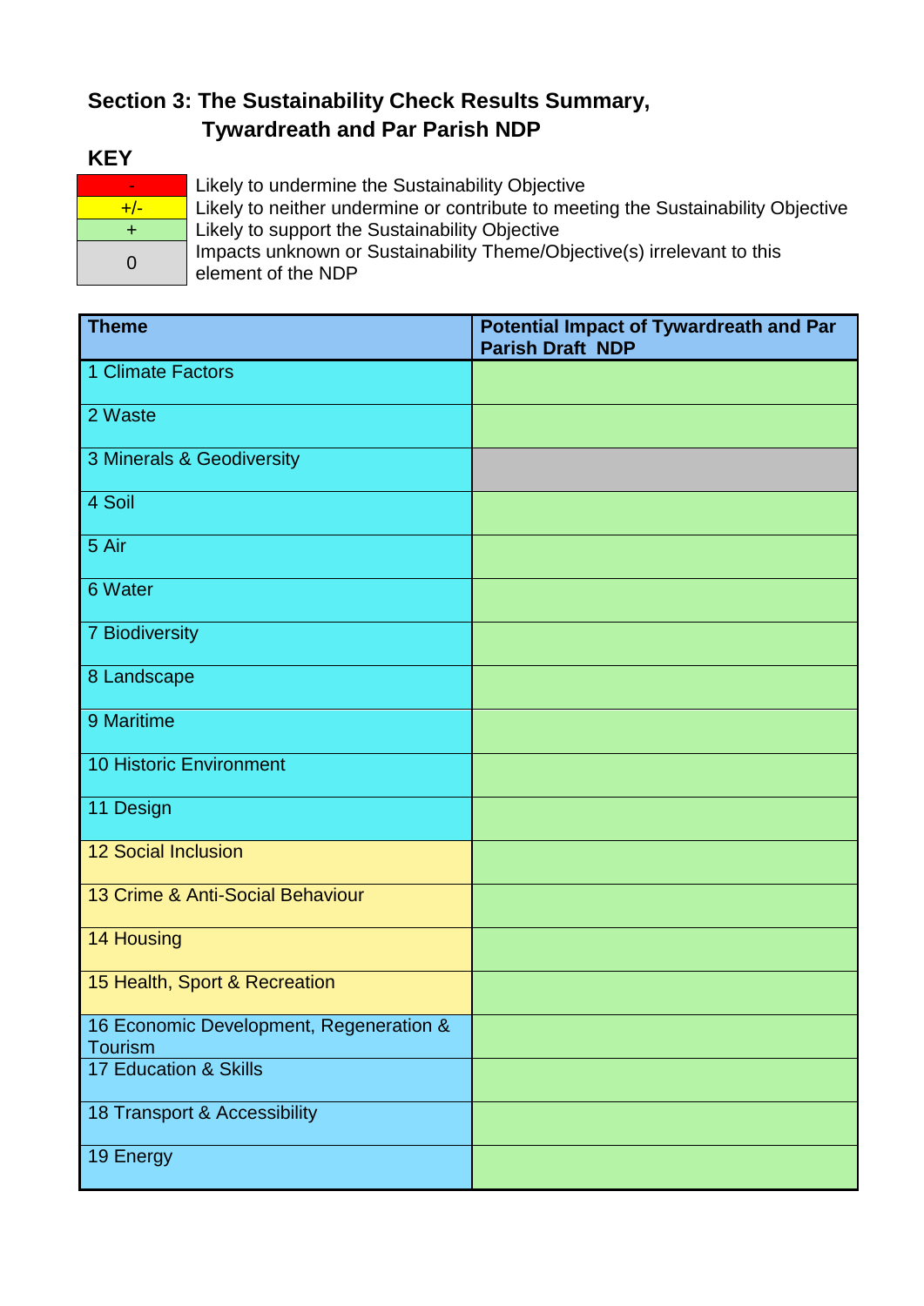## Section 3: The Sustainability Check Results Summary, Tywardreath and Par Parish NDP

**KEY**

| | |
|---|---|
| - | Likely to undermine the Sustainability Objective |
| +/- | Likely to neither undermine or contribute to meeting the Sustainability Objective |
| + | Likely to support the Sustainability Objective |
| 0 | Impacts unknown or Sustainability Theme/Objective(s) irrelevant to this element of the NDP |

| Theme | Potential Impact of Tywardreath and Par Parish Draft NDP |
|---|---|
| 1 Climate Factors | |
| 2 Waste | |
| 3 Minerals & Geodiversity | |
| 4 Soil | |
| 5 Air | |
| 6 Water | |
| 7 Biodiversity | |
| 8 Landscape | |
| 9 Maritime | |
| 10 Historic Environment | |
| 11 Design | |
| 12 Social Inclusion | |
| 13 Crime & Anti-Social Behaviour | |
| 14 Housing | |
| 15 Health, Sport & Recreation | |
| 16 Economic Development, Regeneration & Tourism | |
| 17 Education & Skills | |
| 18 Transport & Accessibility | |
| 19 Energy | |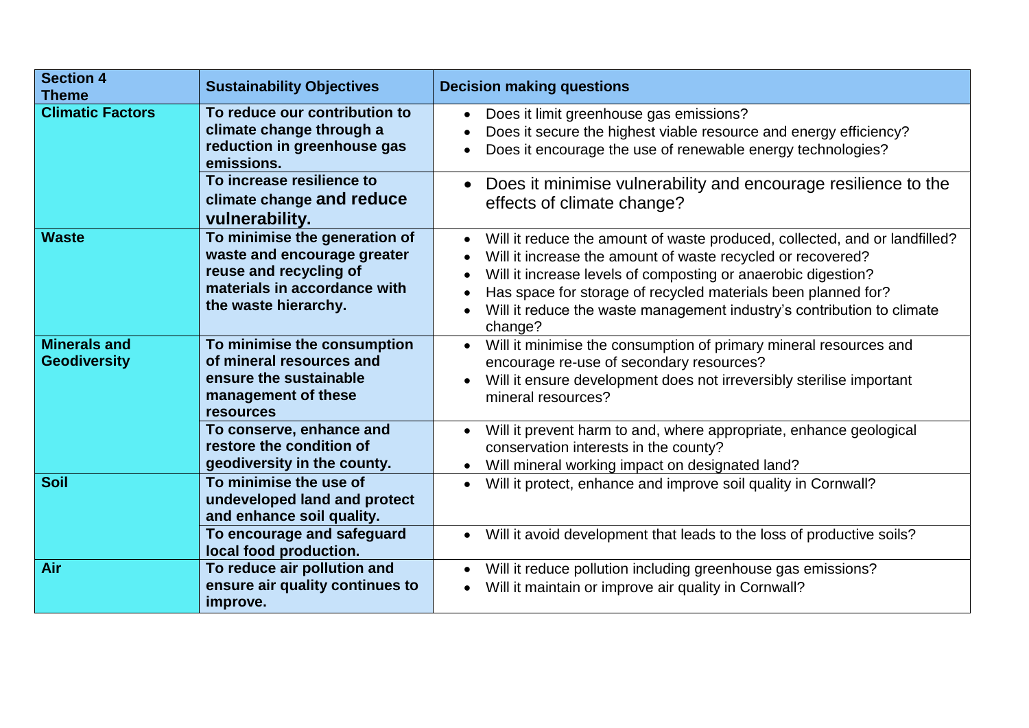| Section 4 Theme | Sustainability Objectives | Decision making questions |
|---|---|---|
| **Climatic Factors** | **To reduce our contribution to climate change through a reduction in greenhouse gas emissions.** | • Does it limit greenhouse gas emissions?<br>• Does it secure the highest viable resource and energy efficiency?<br>• Does it encourage the use of renewable energy technologies? |
| | **To increase resilience to climate change and reduce vulnerability.** | • Does it minimise vulnerability and encourage resilience to the effects of climate change? |
| **Waste** | **To minimise the generation of waste and encourage greater reuse and recycling of materials in accordance with the waste hierarchy.** | • Will it reduce the amount of waste produced, collected, and or landfilled?<br>• Will it increase the amount of waste recycled or recovered?<br>• Will it increase levels of composting or anaerobic digestion?<br>• Has space for storage of recycled materials been planned for?<br>• Will it reduce the waste management industry's contribution to climate change? |
| **Minerals and Geodiversity** | **To minimise the consumption of mineral resources and ensure the sustainable management of these resources** | • Will it minimise the consumption of primary mineral resources and encourage re-use of secondary resources?<br>• Will it ensure development does not irreversibly sterilise important mineral resources? |
| | **To conserve, enhance and restore the condition of geodiversity in the county.** | • Will it prevent harm to and, where appropriate, enhance geological conservation interests in the county?<br>• Will mineral working impact on designated land? |
| **Soil** | **To minimise the use of undeveloped land and protect and enhance soil quality.** | • Will it protect, enhance and improve soil quality in Cornwall? |
| | **To encourage and safeguard local food production.** | • Will it avoid development that leads to the loss of productive soils? |
| **Air** | **To reduce air pollution and ensure air quality continues to improve.** | • Will it reduce pollution including greenhouse gas emissions?<br>• Will it maintain or improve air quality in Cornwall? |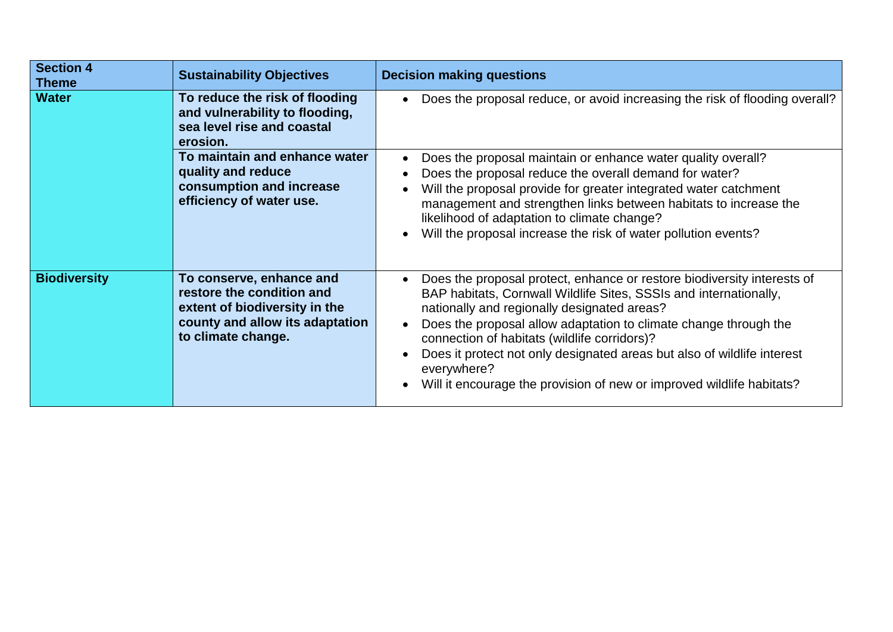| Section 4 Theme | Sustainability Objectives | Decision making questions |
|---|---|---|
| **Water** | **To reduce the risk of flooding and vulnerability to flooding, sea level rise and coastal erosion.** | • Does the proposal reduce, or avoid increasing the risk of flooding overall? |
| | **To maintain and enhance water quality and reduce consumption and increase efficiency of water use.** | • Does the proposal maintain or enhance water quality overall?<br>• Does the proposal reduce the overall demand for water?<br>• Will the proposal provide for greater integrated water catchment management and strengthen links between habitats to increase the likelihood of adaptation to climate change?<br>• Will the proposal increase the risk of water pollution events? |
| **Biodiversity** | **To conserve, enhance and restore the condition and extent of biodiversity in the county and allow its adaptation to climate change.** | • Does the proposal protect, enhance or restore biodiversity interests of BAP habitats, Cornwall Wildlife Sites, SSSIs and internationally, nationally and regionally designated areas?<br>• Does the proposal allow adaptation to climate change through the connection of habitats (wildlife corridors)?<br>• Does it protect not only designated areas but also of wildlife interest everywhere?<br>• Will it encourage the provision of new or improved wildlife habitats? |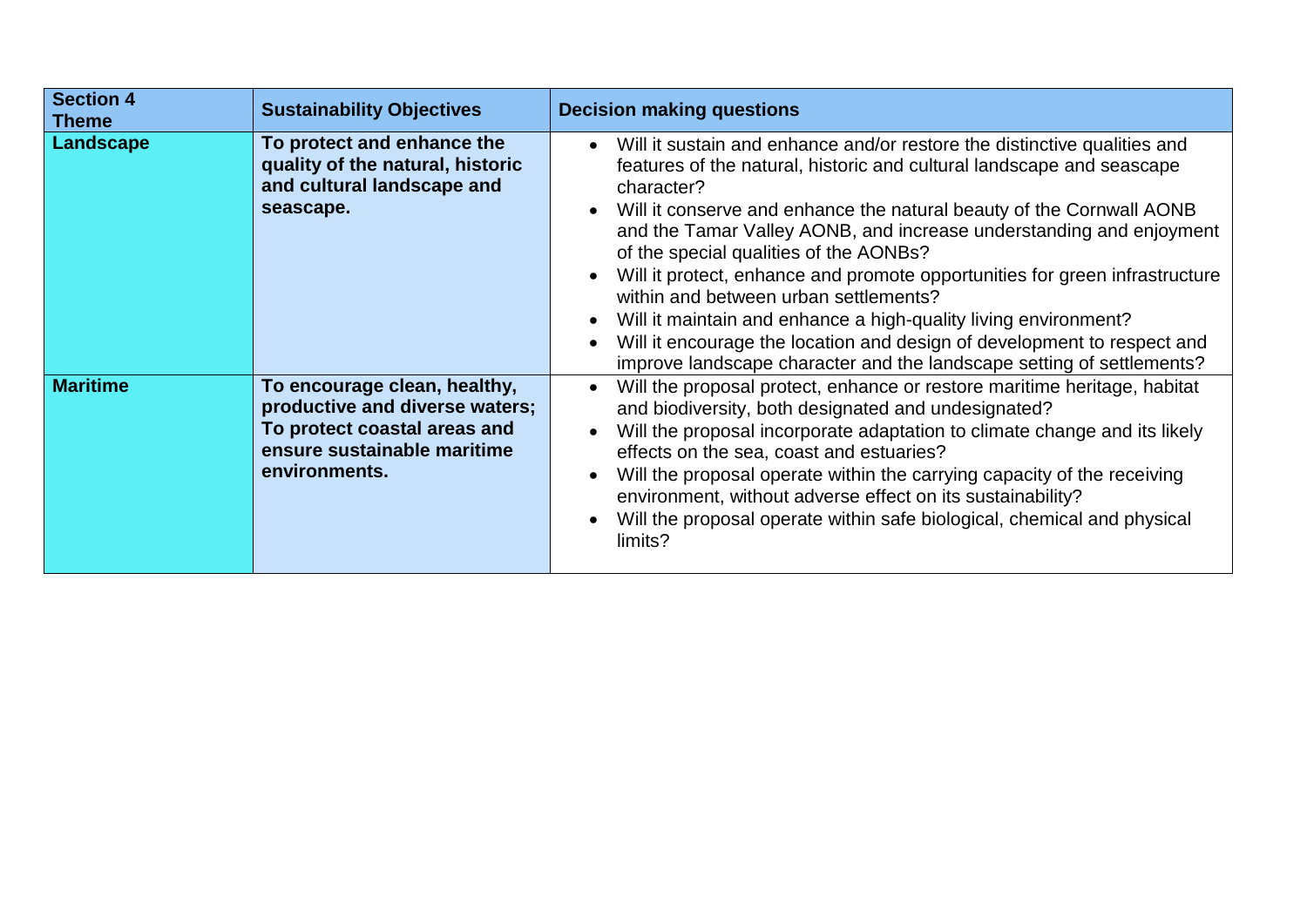| Section 4 Theme | Sustainability Objectives | Decision making questions |
|---|---|---|
| **Landscape** | **To protect and enhance the quality of the natural, historic and cultural landscape and seascape.** | • Will it sustain and enhance and/or restore the distinctive qualities and features of the natural, historic and cultural landscape and seascape character?<br>• Will it conserve and enhance the natural beauty of the Cornwall AONB and the Tamar Valley AONB, and increase understanding and enjoyment of the special qualities of the AONBs?<br>• Will it protect, enhance and promote opportunities for green infrastructure within and between urban settlements?<br>• Will it maintain and enhance a high-quality living environment?<br>• Will it encourage the location and design of development to respect and improve landscape character and the landscape setting of settlements? |
| **Maritime** | **To encourage clean, healthy, productive and diverse waters; To protect coastal areas and ensure sustainable maritime environments.** | • Will the proposal protect, enhance or restore maritime heritage, habitat and biodiversity, both designated and undesignated?<br>• Will the proposal incorporate adaptation to climate change and its likely effects on the sea, coast and estuaries?<br>• Will the proposal operate within the carrying capacity of the receiving environment, without adverse effect on its sustainability?<br>• Will the proposal operate within safe biological, chemical and physical limits? |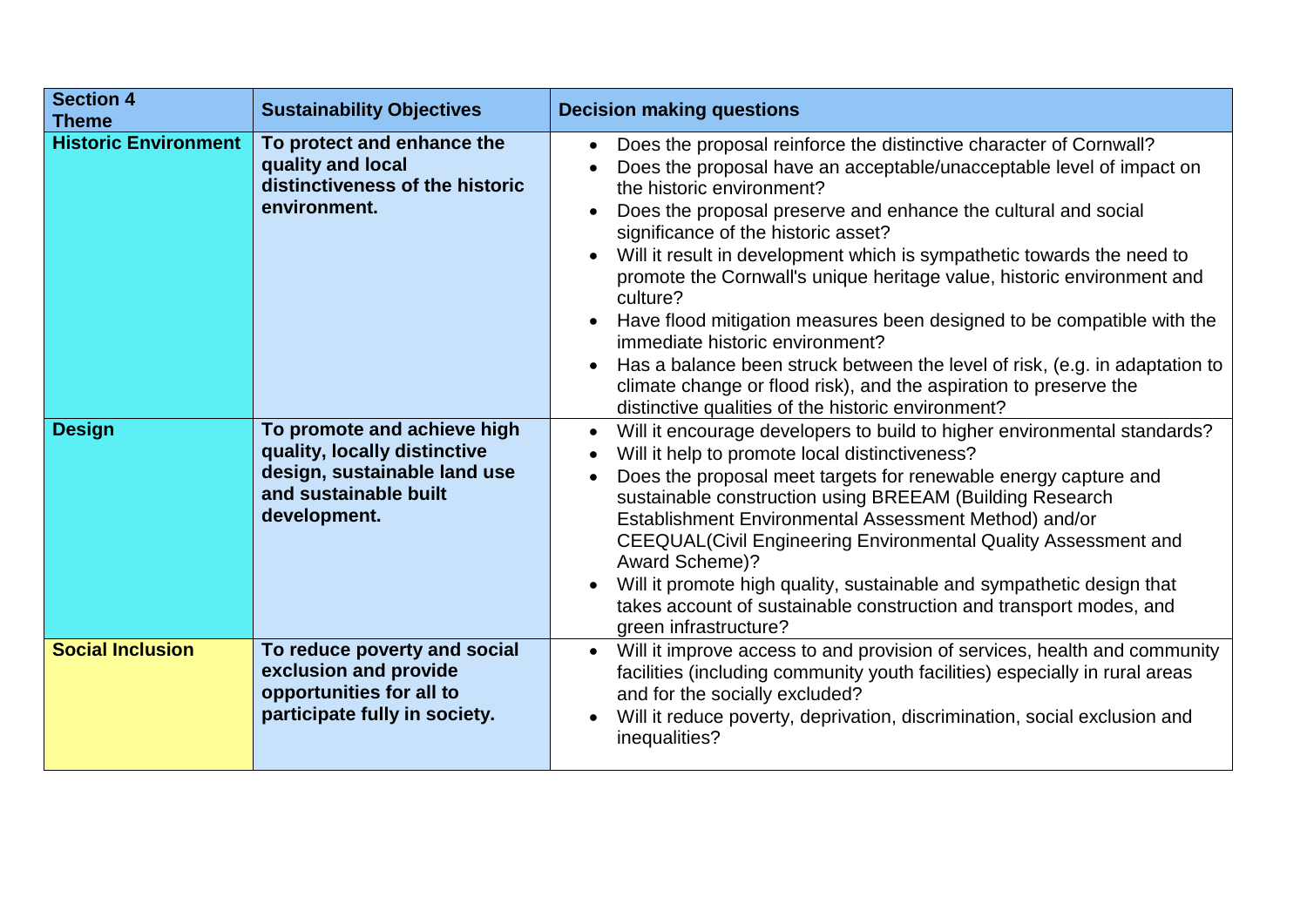| Section 4 Theme | Sustainability Objectives | Decision making questions |
|---|---|---|
| **Historic Environment** | **To protect and enhance the quality and local distinctiveness of the historic environment.** | • Does the proposal reinforce the distinctive character of Cornwall?<br>• Does the proposal have an acceptable/unacceptable level of impact on the historic environment?<br>• Does the proposal preserve and enhance the cultural and social significance of the historic asset?<br>• Will it result in development which is sympathetic towards the need to promote the Cornwall's unique heritage value, historic environment and culture?<br>• Have flood mitigation measures been designed to be compatible with the immediate historic environment?<br>• Has a balance been struck between the level of risk, (e.g. in adaptation to climate change or flood risk), and the aspiration to preserve the distinctive qualities of the historic environment? |
| **Design** | **To promote and achieve high quality, locally distinctive design, sustainable land use and sustainable built development.** | • Will it encourage developers to build to higher environmental standards?<br>• Will it help to promote local distinctiveness?<br>• Does the proposal meet targets for renewable energy capture and sustainable construction using BREEAM (Building Research Establishment Environmental Assessment Method) and/or CEEQUAL(Civil Engineering Environmental Quality Assessment and Award Scheme)?<br>• Will it promote high quality, sustainable and sympathetic design that takes account of sustainable construction and transport modes, and green infrastructure? |
| **Social Inclusion** | **To reduce poverty and social exclusion and provide opportunities for all to participate fully in society.** | • Will it improve access to and provision of services, health and community facilities (including community youth facilities) especially in rural areas and for the socially excluded?<br>• Will it reduce poverty, deprivation, discrimination, social exclusion and inequalities? |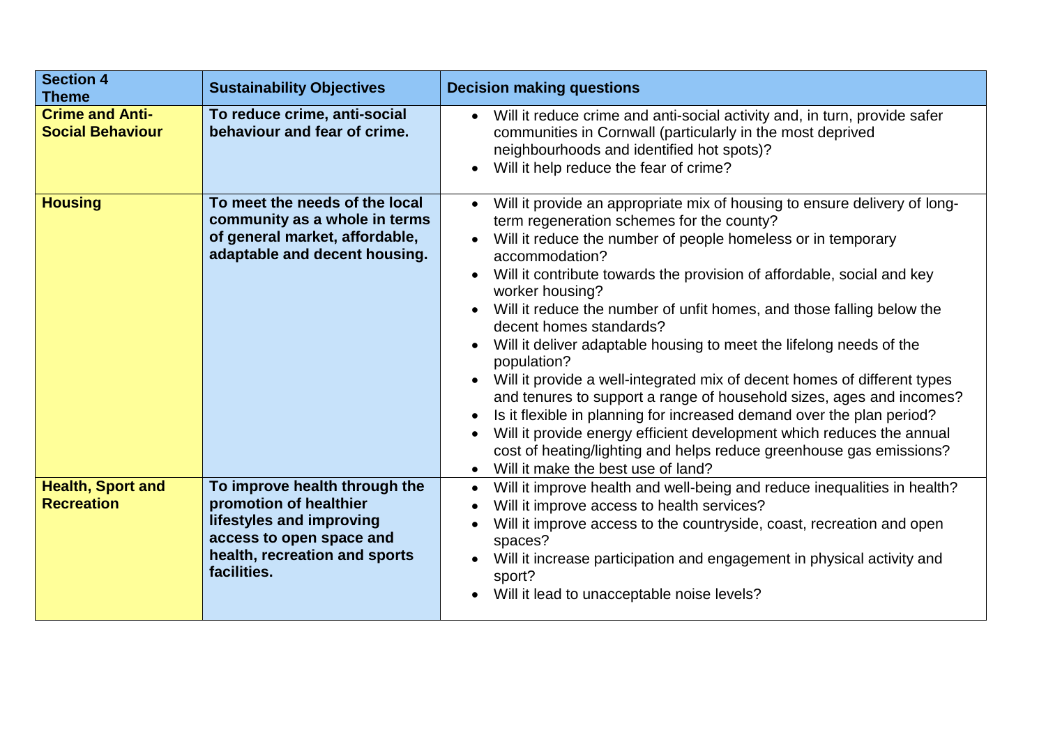| Section 4 Theme | Sustainability Objectives | Decision making questions |
|---|---|---|
| **Crime and Anti-Social Behaviour** | **To reduce crime, anti-social behaviour and fear of crime.** | • Will it reduce crime and anti-social activity and, in turn, provide safer communities in Cornwall (particularly in the most deprived neighbourhoods and identified hot spots)?<br>• Will it help reduce the fear of crime? |
| **Housing** | **To meet the needs of the local community as a whole in terms of general market, affordable, adaptable and decent housing.** | • Will it provide an appropriate mix of housing to ensure delivery of long-term regeneration schemes for the county?<br>• Will it reduce the number of people homeless or in temporary accommodation?<br>• Will it contribute towards the provision of affordable, social and key worker housing?<br>• Will it reduce the number of unfit homes, and those falling below the decent homes standards?<br>• Will it deliver adaptable housing to meet the lifelong needs of the population?<br>• Will it provide a well-integrated mix of decent homes of different types and tenures to support a range of household sizes, ages and incomes?<br>• Is it flexible in planning for increased demand over the plan period?<br>• Will it provide energy efficient development which reduces the annual cost of heating/lighting and helps reduce greenhouse gas emissions?<br>• Will it make the best use of land? |
| **Health, Sport and Recreation** | **To improve health through the promotion of healthier lifestyles and improving access to open space and health, recreation and sports facilities.** | • Will it improve health and well-being and reduce inequalities in health?<br>• Will it improve access to health services?<br>• Will it improve access to the countryside, coast, recreation and open spaces?<br>• Will it increase participation and engagement in physical activity and sport?<br>• Will it lead to unacceptable noise levels? |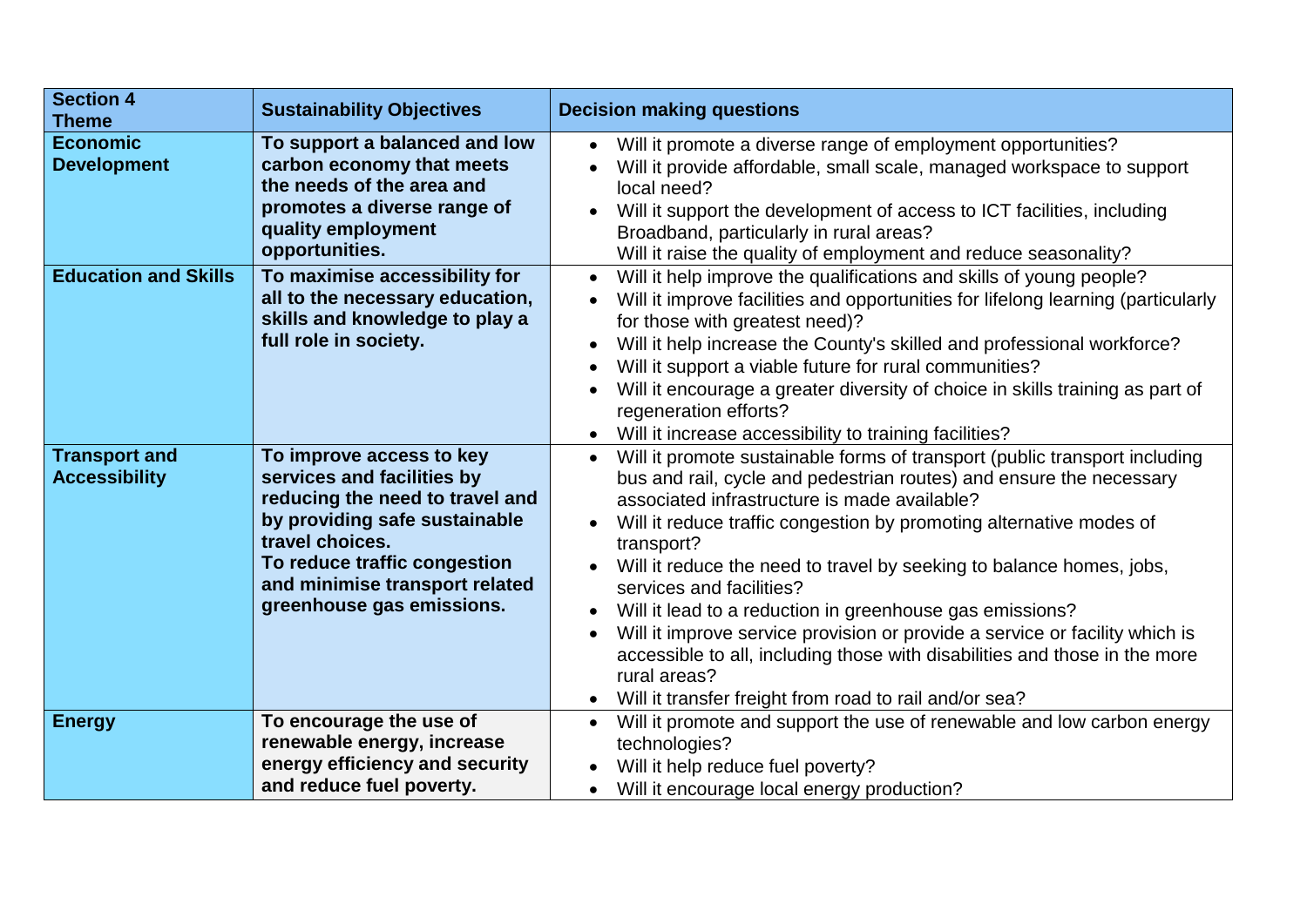| Section 4 Theme | Sustainability Objectives | Decision making questions |
|---|---|---|
| **Economic Development** | **To support a balanced and low carbon economy that meets the needs of the area and promotes a diverse range of quality employment opportunities.** | • Will it promote a diverse range of employment opportunities?<br>• Will it provide affordable, small scale, managed workspace to support local need?<br>• Will it support the development of access to ICT facilities, including Broadband, particularly in rural areas?<br>Will it raise the quality of employment and reduce seasonality? |
| **Education and Skills** | **To maximise accessibility for all to the necessary education, skills and knowledge to play a full role in society.** | • Will it help improve the qualifications and skills of young people?<br>• Will it improve facilities and opportunities for lifelong learning (particularly for those with greatest need)?<br>• Will it help increase the County's skilled and professional workforce?<br>• Will it support a viable future for rural communities?<br>• Will it encourage a greater diversity of choice in skills training as part of regeneration efforts?<br>• Will it increase accessibility to training facilities? |
| **Transport and Accessibility** | **To improve access to key services and facilities by reducing the need to travel and by providing safe sustainable travel choices.**<br>**To reduce traffic congestion and minimise transport related greenhouse gas emissions.** | • Will it promote sustainable forms of transport (public transport including bus and rail, cycle and pedestrian routes) and ensure the necessary associated infrastructure is made available?<br>• Will it reduce traffic congestion by promoting alternative modes of transport?<br>• Will it reduce the need to travel by seeking to balance homes, jobs, services and facilities?<br>• Will it lead to a reduction in greenhouse gas emissions?<br>• Will it improve service provision or provide a service or facility which is accessible to all, including those with disabilities and those in the more rural areas?<br>• Will it transfer freight from road to rail and/or sea? |
| **Energy** | **To encourage the use of renewable energy, increase energy efficiency and security and reduce fuel poverty.** | • Will it promote and support the use of renewable and low carbon energy technologies?<br>• Will it help reduce fuel poverty?<br>• Will it encourage local energy production? |